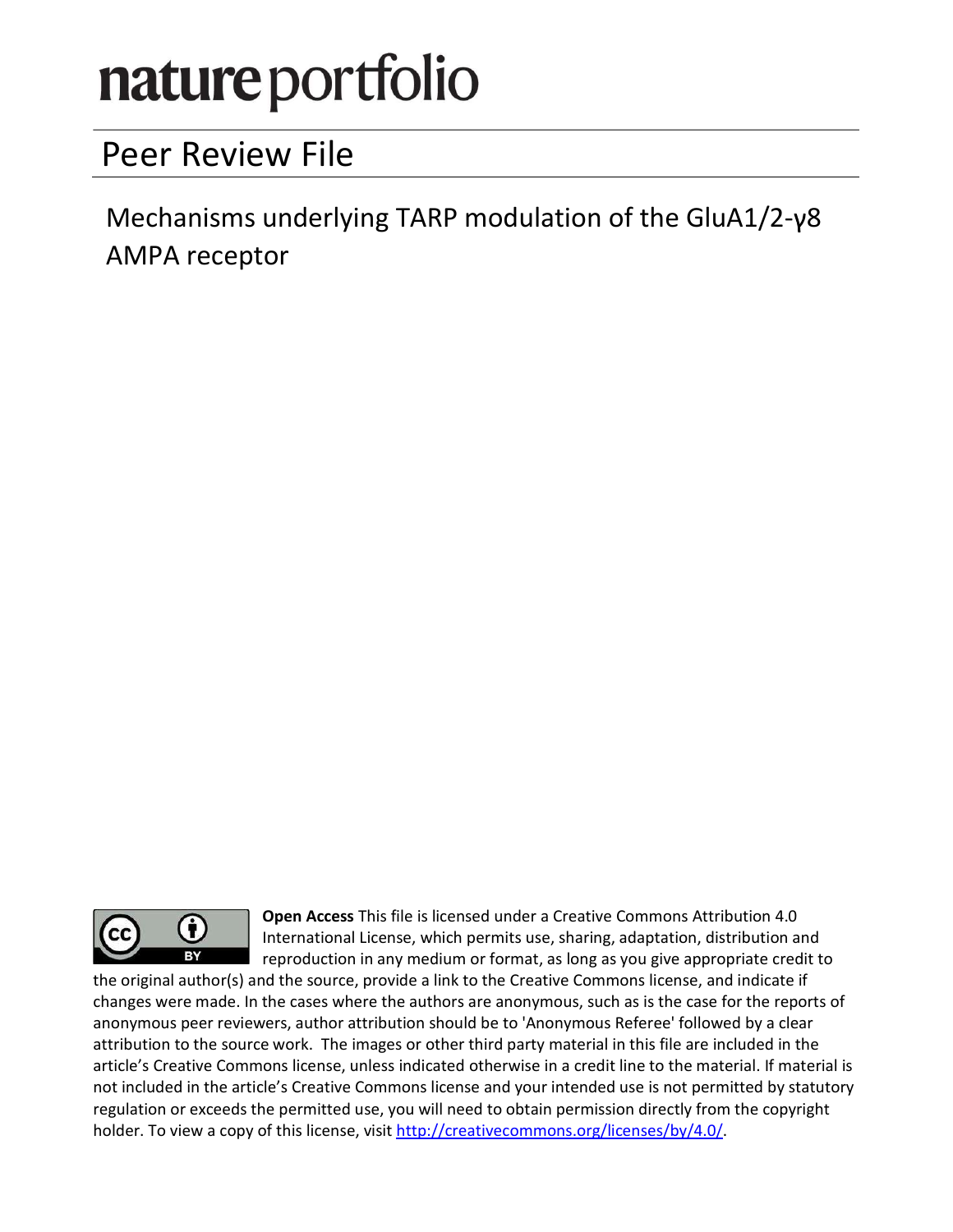# nature portfolio

## Peer Review File

Mechanisms underlying TARP modulation of the GluA1/2-γ8 AMPA receptor

**Open Access** This file is licensed under a Creative Commons Attribution 4.0 International License, which permits use, sharing, adaptation, distribution and reproduction in any medium or format, as long as you give appropriate credit to the original author(s) and the source, provide a link to the Creative Commons license, and indicate if changes were made. In the cases where the authors are anonymous, such as is the case for the reports of anonymous peer reviewers, author attribution should be to 'Anonymous Referee' followed by a clear attribution to the source work. The images or other third party material in this file are included in the article's Creative Commons license, unless indicated otherwise in a credit line to the material. If material is not included in the article's Creative Commons license and your intended use is not permitted by statutory regulation or exceeds the permitted use, you will need to obtain permission directly from the copyright holder. To view a copy of this license, visit http://creativecommons.org/licenses/by/4.0/.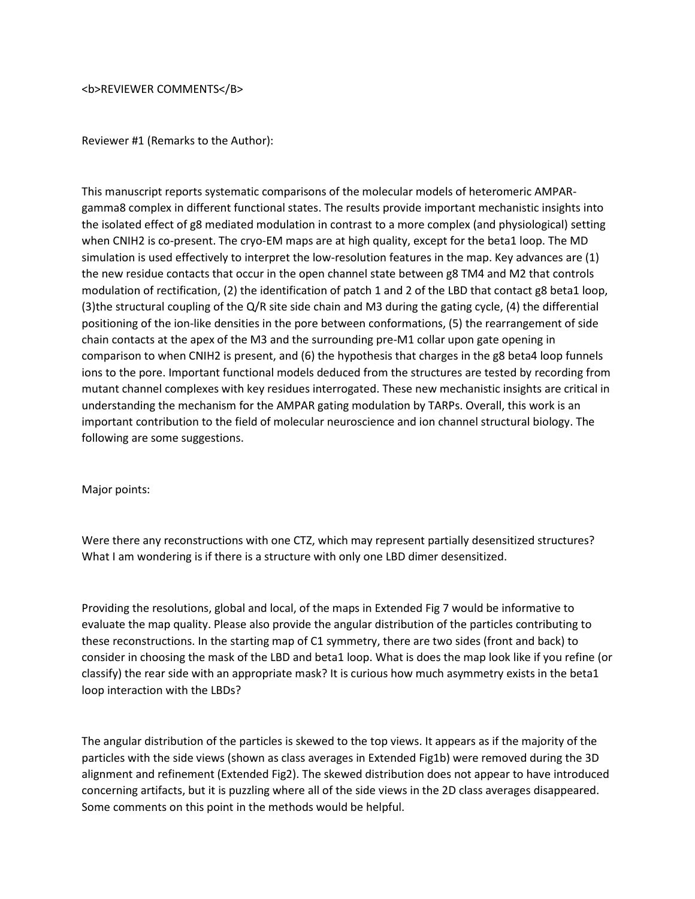<b>REVIEWER COMMENTS</B>

Reviewer #1 (Remarks to the Author):

This manuscript reports systematic comparisons of the molecular models of heteromeric AMPAR-gamma8 complex in different functional states. The results provide important mechanistic insights into the isolated effect of g8 mediated modulation in contrast to a more complex (and physiological) setting when CNIH2 is co-present. The cryo-EM maps are at high quality, except for the beta1 loop. The MD simulation is used effectively to interpret the low-resolution features in the map. Key advances are (1) the new residue contacts that occur in the open channel state between g8 TM4 and M2 that controls modulation of rectification, (2) the identification of patch 1 and 2 of the LBD that contact g8 beta1 loop, (3)the structural coupling of the Q/R site side chain and M3 during the gating cycle, (4) the differential positioning of the ion-like densities in the pore between conformations, (5) the rearrangement of side chain contacts at the apex of the M3 and the surrounding pre-M1 collar upon gate opening in comparison to when CNIH2 is present, and (6) the hypothesis that charges in the g8 beta4 loop funnels ions to the pore. Important functional models deduced from the structures are tested by recording from mutant channel complexes with key residues interrogated. These new mechanistic insights are critical in understanding the mechanism for the AMPAR gating modulation by TARPs. Overall, this work is an important contribution to the field of molecular neuroscience and ion channel structural biology. The following are some suggestions.

Major points:

Were there any reconstructions with one CTZ, which may represent partially desensitized structures? What I am wondering is if there is a structure with only one LBD dimer desensitized.

Providing the resolutions, global and local, of the maps in Extended Fig 7 would be informative to evaluate the map quality. Please also provide the angular distribution of the particles contributing to these reconstructions. In the starting map of C1 symmetry, there are two sides (front and back) to consider in choosing the mask of the LBD and beta1 loop. What is does the map look like if you refine (or classify) the rear side with an appropriate mask? It is curious how much asymmetry exists in the beta1 loop interaction with the LBDs?

The angular distribution of the particles is skewed to the top views. It appears as if the majority of the particles with the side views (shown as class averages in Extended Fig1b) were removed during the 3D alignment and refinement (Extended Fig2). The skewed distribution does not appear to have introduced concerning artifacts, but it is puzzling where all of the side views in the 2D class averages disappeared. Some comments on this point in the methods would be helpful.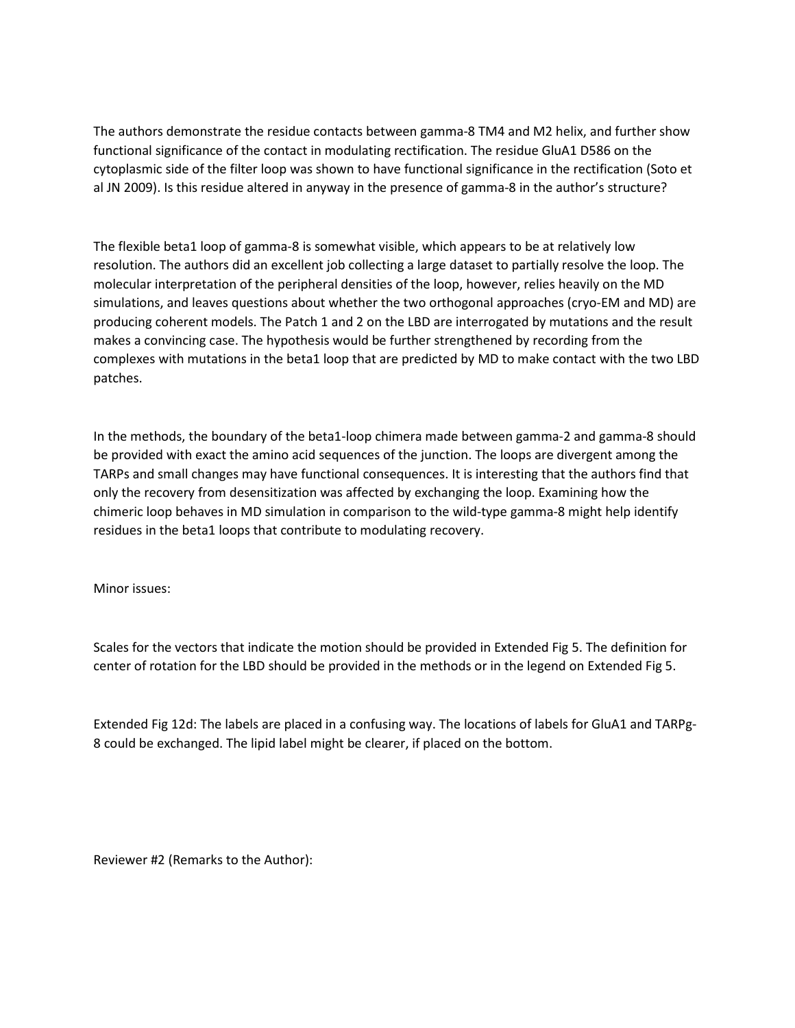The authors demonstrate the residue contacts between gamma-8 TM4 and M2 helix, and further show functional significance of the contact in modulating rectification. The residue GluA1 D586 on the cytoplasmic side of the filter loop was shown to have functional significance in the rectification (Soto et al JN 2009). Is this residue altered in anyway in the presence of gamma-8 in the author's structure?

The flexible beta1 loop of gamma-8 is somewhat visible, which appears to be at relatively low resolution. The authors did an excellent job collecting a large dataset to partially resolve the loop. The molecular interpretation of the peripheral densities of the loop, however, relies heavily on the MD simulations, and leaves questions about whether the two orthogonal approaches (cryo-EM and MD) are producing coherent models. The Patch 1 and 2 on the LBD are interrogated by mutations and the result makes a convincing case. The hypothesis would be further strengthened by recording from the complexes with mutations in the beta1 loop that are predicted by MD to make contact with the two LBD patches.

In the methods, the boundary of the beta1-loop chimera made between gamma-2 and gamma-8 should be provided with exact the amino acid sequences of the junction. The loops are divergent among the TARPs and small changes may have functional consequences. It is interesting that the authors find that only the recovery from desensitization was affected by exchanging the loop. Examining how the chimeric loop behaves in MD simulation in comparison to the wild-type gamma-8 might help identify residues in the beta1 loops that contribute to modulating recovery.

Minor issues:

Scales for the vectors that indicate the motion should be provided in Extended Fig 5. The definition for center of rotation for the LBD should be provided in the methods or in the legend on Extended Fig 5.

Extended Fig 12d: The labels are placed in a confusing way. The locations of labels for GluA1 and TARPg-8 could be exchanged. The lipid label might be clearer, if placed on the bottom.

Reviewer #2 (Remarks to the Author):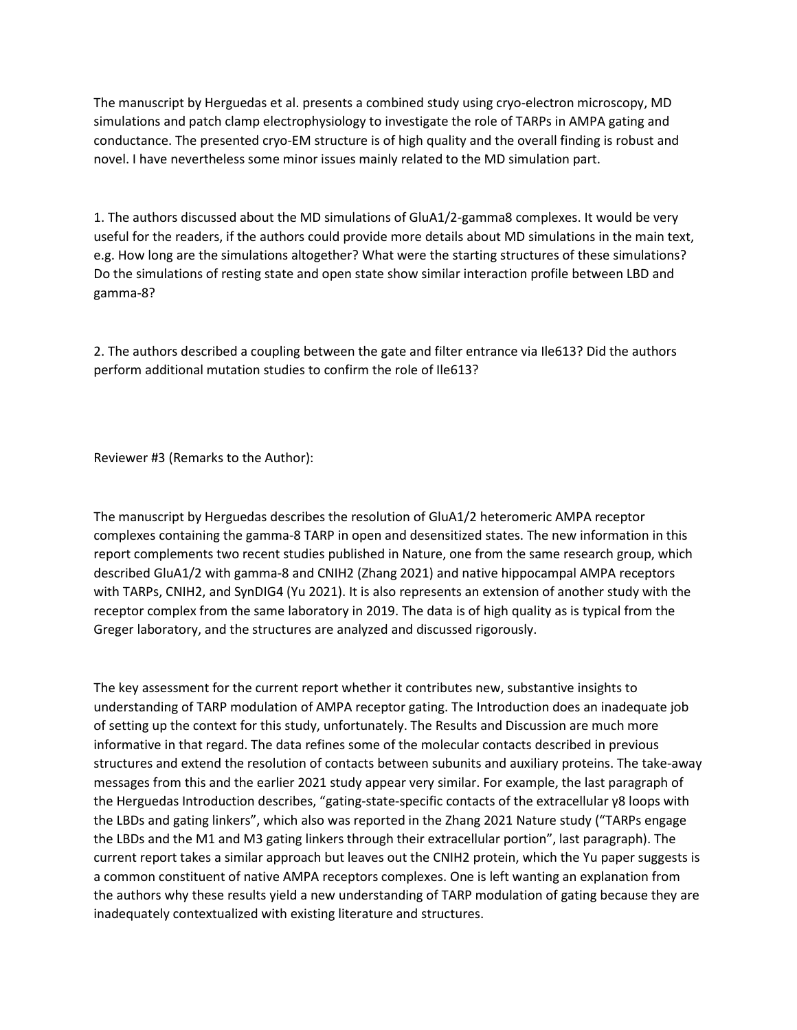The manuscript by Herguedas et al. presents a combined study using cryo-electron microscopy, MD simulations and patch clamp electrophysiology to investigate the role of TARPs in AMPA gating and conductance. The presented cryo-EM structure is of high quality and the overall finding is robust and novel. I have nevertheless some minor issues mainly related to the MD simulation part.

1. The authors discussed about the MD simulations of GluA1/2-gamma8 complexes. It would be very useful for the readers, if the authors could provide more details about MD simulations in the main text, e.g. How long are the simulations altogether? What were the starting structures of these simulations? Do the simulations of resting state and open state show similar interaction profile between LBD and gamma-8?

2. The authors described a coupling between the gate and filter entrance via Ile613? Did the authors perform additional mutation studies to confirm the role of Ile613?

Reviewer #3 (Remarks to the Author):

The manuscript by Herguedas describes the resolution of GluA1/2 heteromeric AMPA receptor complexes containing the gamma-8 TARP in open and desensitized states. The new information in this report complements two recent studies published in Nature, one from the same research group, which described GluA1/2 with gamma-8 and CNIH2 (Zhang 2021) and native hippocampal AMPA receptors with TARPs, CNIH2, and SynDIG4 (Yu 2021). It is also represents an extension of another study with the receptor complex from the same laboratory in 2019. The data is of high quality as is typical from the Greger laboratory, and the structures are analyzed and discussed rigorously.

The key assessment for the current report whether it contributes new, substantive insights to understanding of TARP modulation of AMPA receptor gating. The Introduction does an inadequate job of setting up the context for this study, unfortunately. The Results and Discussion are much more informative in that regard. The data refines some of the molecular contacts described in previous structures and extend the resolution of contacts between subunits and auxiliary proteins. The take-away messages from this and the earlier 2021 study appear very similar. For example, the last paragraph of the Herguedas Introduction describes, "gating-state-specific contacts of the extracellular γ8 loops with the LBDs and gating linkers", which also was reported in the Zhang 2021 Nature study ("TARPs engage the LBDs and the M1 and M3 gating linkers through their extracellular portion", last paragraph). The current report takes a similar approach but leaves out the CNIH2 protein, which the Yu paper suggests is a common constituent of native AMPA receptors complexes. One is left wanting an explanation from the authors why these results yield a new understanding of TARP modulation of gating because they are inadequately contextualized with existing literature and structures.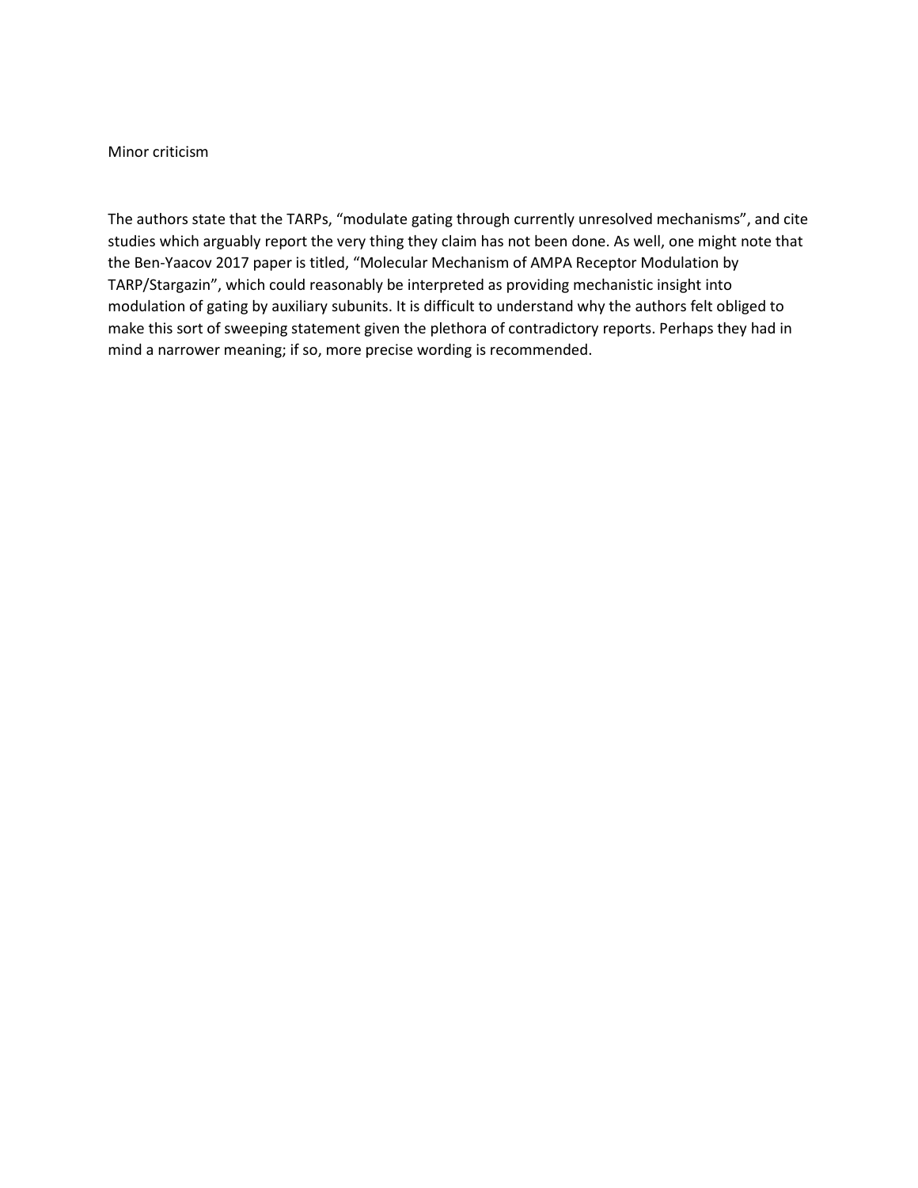Minor criticism

The authors state that the TARPs, "modulate gating through currently unresolved mechanisms", and cite studies which arguably report the very thing they claim has not been done. As well, one might note that the Ben-Yaacov 2017 paper is titled, "Molecular Mechanism of AMPA Receptor Modulation by TARP/Stargazin", which could reasonably be interpreted as providing mechanistic insight into modulation of gating by auxiliary subunits. It is difficult to understand why the authors felt obliged to make this sort of sweeping statement given the plethora of contradictory reports. Perhaps they had in mind a narrower meaning; if so, more precise wording is recommended.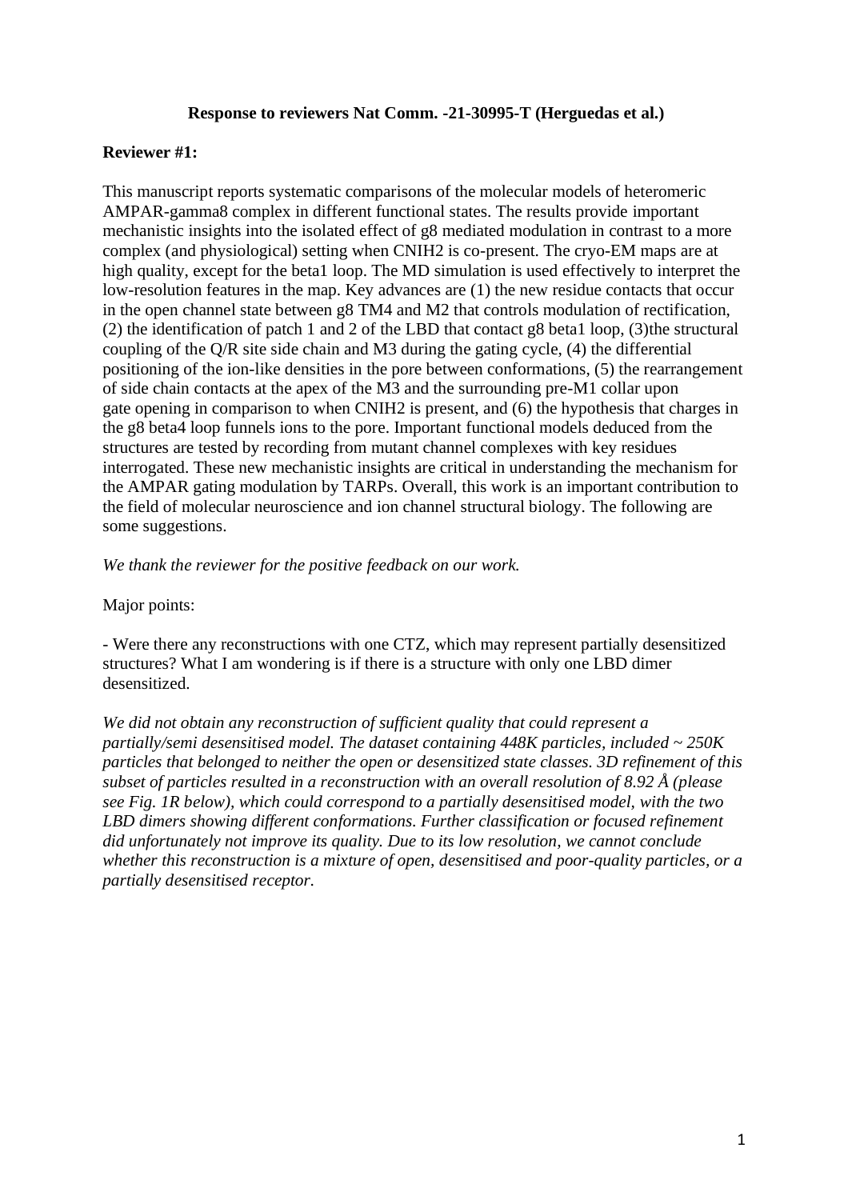**Response to reviewers Nat Comm. -21-30995-T (Herguedas et al.)**

**Reviewer #1:**

This manuscript reports systematic comparisons of the molecular models of heteromeric AMPAR-gamma8 complex in different functional states. The results provide important mechanistic insights into the isolated effect of g8 mediated modulation in contrast to a more complex (and physiological) setting when CNIH2 is co-present. The cryo-EM maps are at high quality, except for the beta1 loop. The MD simulation is used effectively to interpret the low-resolution features in the map. Key advances are (1) the new residue contacts that occur in the open channel state between g8 TM4 and M2 that controls modulation of rectification, (2) the identification of patch 1 and 2 of the LBD that contact g8 beta1 loop, (3)the structural coupling of the Q/R site side chain and M3 during the gating cycle, (4) the differential positioning of the ion-like densities in the pore between conformations, (5) the rearrangement of side chain contacts at the apex of the M3 and the surrounding pre-M1 collar upon gate opening in comparison to when CNIH2 is present, and (6) the hypothesis that charges in the g8 beta4 loop funnels ions to the pore. Important functional models deduced from the structures are tested by recording from mutant channel complexes with key residues interrogated. These new mechanistic insights are critical in understanding the mechanism for the AMPAR gating modulation by TARPs. Overall, this work is an important contribution to the field of molecular neuroscience and ion channel structural biology. The following are some suggestions.

*We thank the reviewer for the positive feedback on our work.*

Major points:

- Were there any reconstructions with one CTZ, which may represent partially desensitized structures? What I am wondering is if there is a structure with only one LBD dimer desensitized.

*We did not obtain any reconstruction of sufficient quality that could represent a partially/semi desensitised model. The dataset containing 448K particles, included ~ 250K particles that belonged to neither the open or desensitized state classes. 3D refinement of this subset of particles resulted in a reconstruction with an overall resolution of 8.92 Å (please see Fig. 1R below), which could correspond to a partially desensitised model, with the two LBD dimers showing different conformations. Further classification or focused refinement did unfortunately not improve its quality. Due to its low resolution, we cannot conclude whether this reconstruction is a mixture of open, desensitised and poor-quality particles, or a partially desensitised receptor.*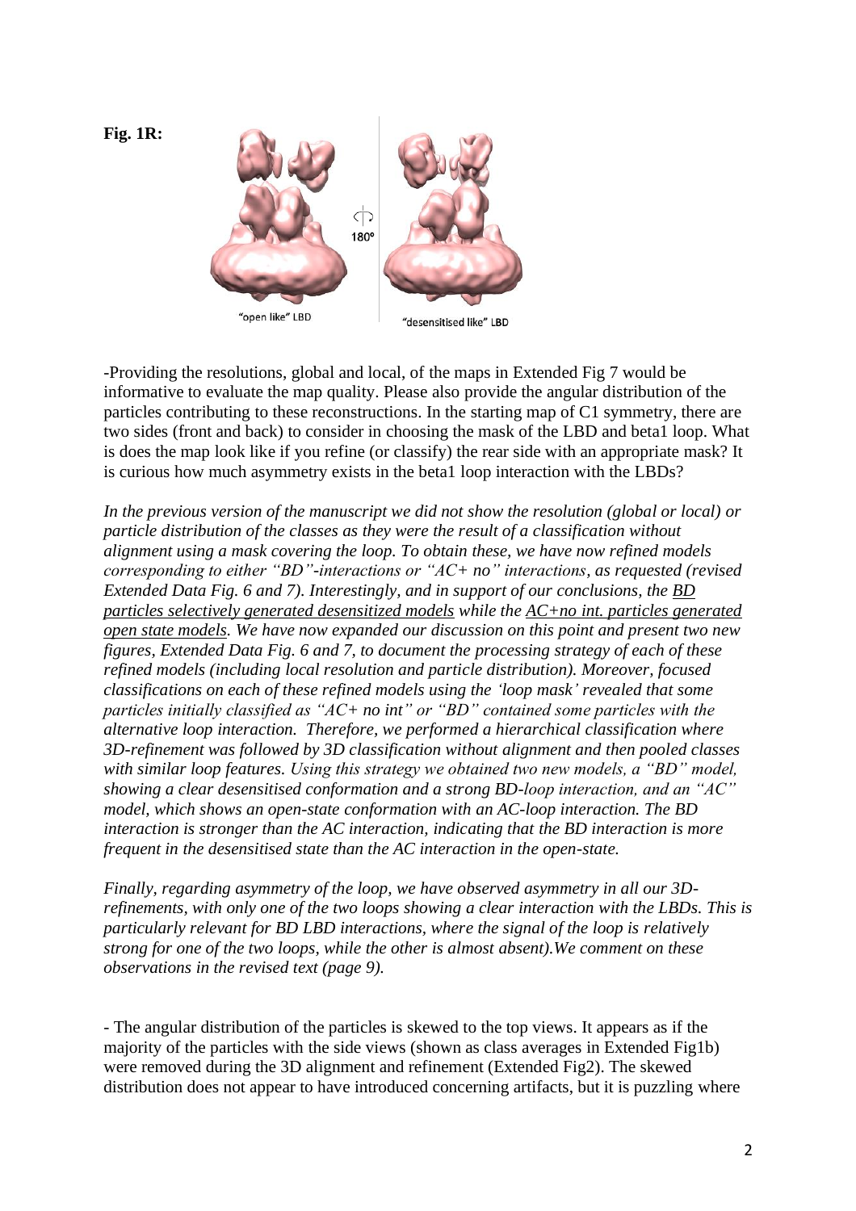**Fig. 1R:**

"open like" LBD

180°

"desensitised like" LBD

-Providing the resolutions, global and local, of the maps in Extended Fig 7 would be informative to evaluate the map quality. Please also provide the angular distribution of the particles contributing to these reconstructions. In the starting map of C1 symmetry, there are two sides (front and back) to consider in choosing the mask of the LBD and beta1 loop. What is does the map look like if you refine (or classify) the rear side with an appropriate mask? It is curious how much asymmetry exists in the beta1 loop interaction with the LBDs?

*In the previous version of the manuscript we did not show the resolution (global or local) or particle distribution of the classes as they were the result of a classification without alignment using a mask covering the loop. To obtain these, we have now refined models corresponding to either "BD"-interactions or "AC+ no" interactions, as requested (revised Extended Data Fig. 6 and 7). Interestingly, and in support of our conclusions, the <u>BD particles selectively generated desensitized models</u> while the <u>AC+no int. particles generated open state models</u>. We have now expanded our discussion on this point and present two new figures, Extended Data Fig. 6 and 7, to document the processing strategy of each of these refined models (including local resolution and particle distribution). Moreover, focused classifications on each of these refined models using the 'loop mask' revealed that some particles initially classified as "AC+ no int" or "BD" contained some particles with the alternative loop interaction. Therefore, we performed a hierarchical classification where 3D-refinement was followed by 3D classification without alignment and then pooled classes with similar loop features. Using this strategy we obtained two new models, a "BD" model, showing a clear desensitised conformation and a strong BD-loop interaction, and an "AC" model, which shows an open-state conformation with an AC-loop interaction. The BD interaction is stronger than the AC interaction, indicating that the BD interaction is more frequent in the desensitised state than the AC interaction in the open-state.*

*Finally, regarding asymmetry of the loop, we have observed asymmetry in all our 3D-refinements, with only one of the two loops showing a clear interaction with the LBDs. This is particularly relevant for BD LBD interactions, where the signal of the loop is relatively strong for one of the two loops, while the other is almost absent).We comment on these observations in the revised text (page 9).*

- The angular distribution of the particles is skewed to the top views. It appears as if the majority of the particles with the side views (shown as class averages in Extended Fig1b) were removed during the 3D alignment and refinement (Extended Fig2). The skewed distribution does not appear to have introduced concerning artifacts, but it is puzzling where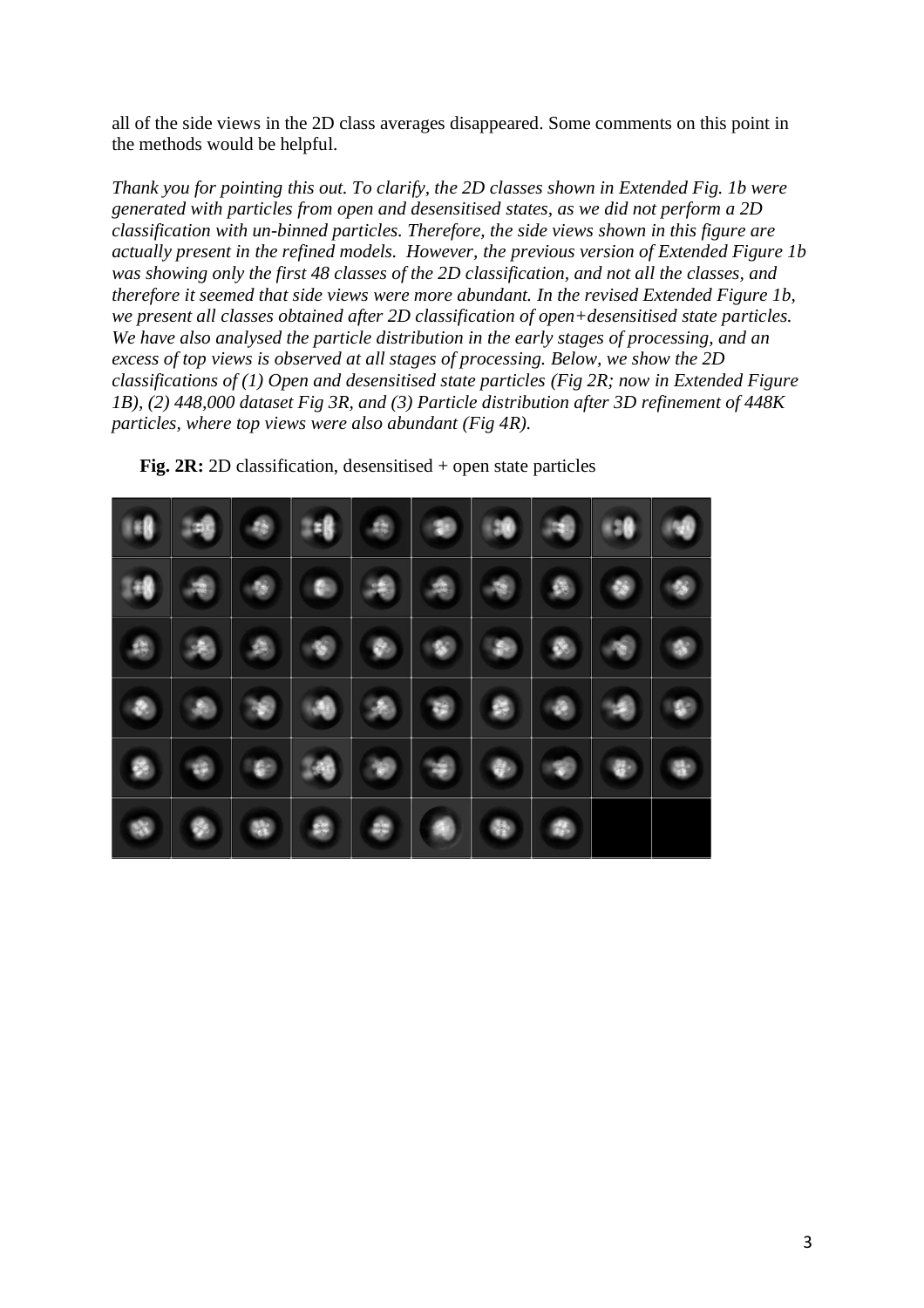all of the side views in the 2D class averages disappeared. Some comments on this point in the methods would be helpful.

*Thank you for pointing this out. To clarify, the 2D classes shown in Extended Fig. 1b were generated with particles from open and desensitised states, as we did not perform a 2D classification with un-binned particles. Therefore, the side views shown in this figure are actually present in the refined models. However, the previous version of Extended Figure 1b was showing only the first 48 classes of the 2D classification, and not all the classes, and therefore it seemed that side views were more abundant. In the revised Extended Figure 1b, we present all classes obtained after 2D classification of open+desensitised state particles. We have also analysed the particle distribution in the early stages of processing, and an excess of top views is observed at all stages of processing. Below, we show the 2D classifications of (1) Open and desensitised state particles (Fig 2R; now in Extended Figure 1B), (2) 448,000 dataset Fig 3R, and (3) Particle distribution after 3D refinement of 448K particles, where top views were also abundant (Fig 4R).*

**Fig. 2R:** 2D classification, desensitised + open state particles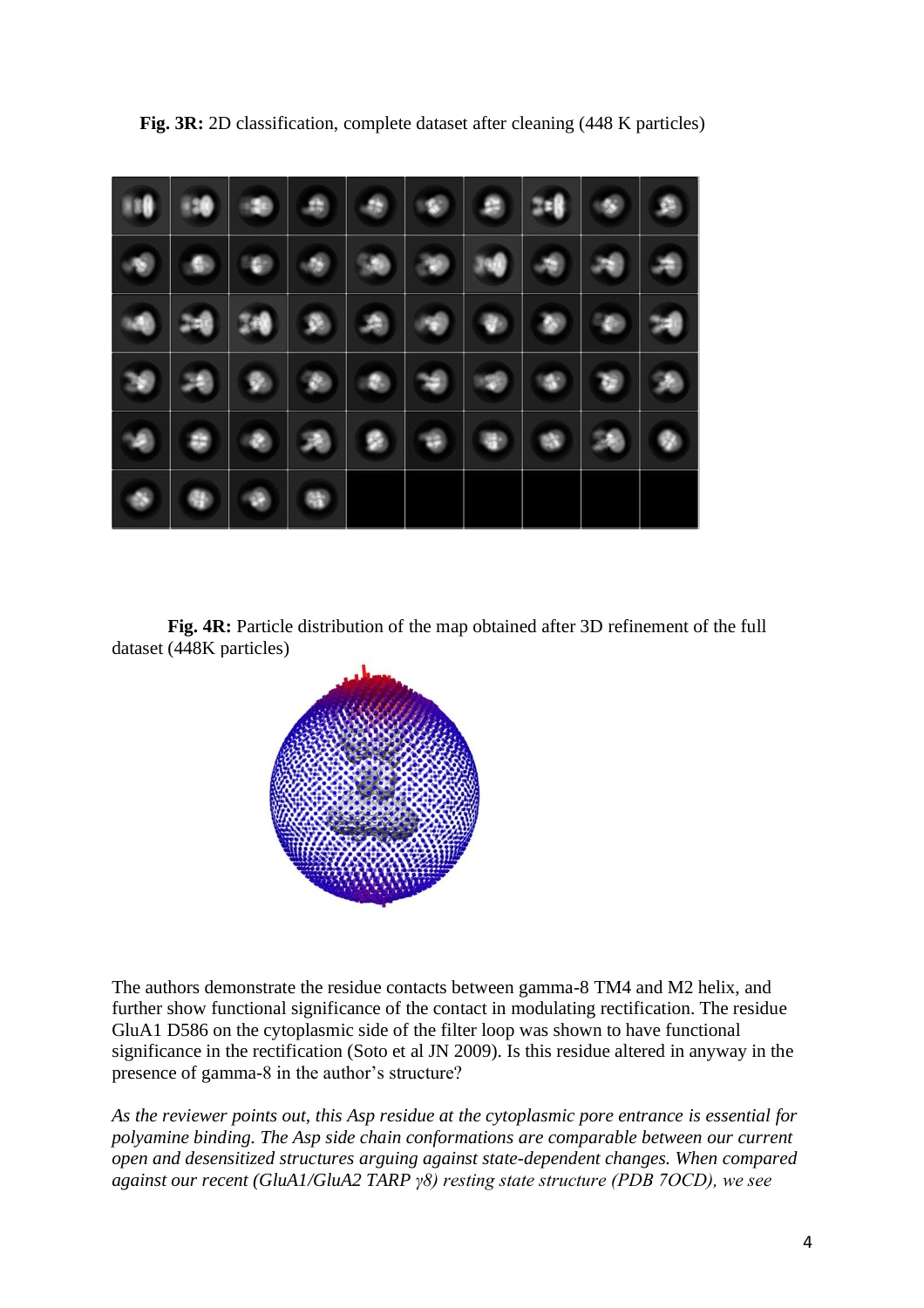**Fig. 3R:** 2D classification, complete dataset after cleaning (448 K particles)

**Fig. 4R:** Particle distribution of the map obtained after 3D refinement of the full dataset (448K particles)

The authors demonstrate the residue contacts between gamma-8 TM4 and M2 helix, and further show functional significance of the contact in modulating rectification. The residue GluA1 D586 on the cytoplasmic side of the filter loop was shown to have functional significance in the rectification (Soto et al JN 2009). Is this residue altered in anyway in the presence of gamma-8 in the author's structure?

*As the reviewer points out, this Asp residue at the cytoplasmic pore entrance is essential for polyamine binding. The Asp side chain conformations are comparable between our current open and desensitized structures arguing against state-dependent changes. When compared against our recent (GluA1/GluA2 TARP γ8) resting state structure (PDB 7OCD), we see*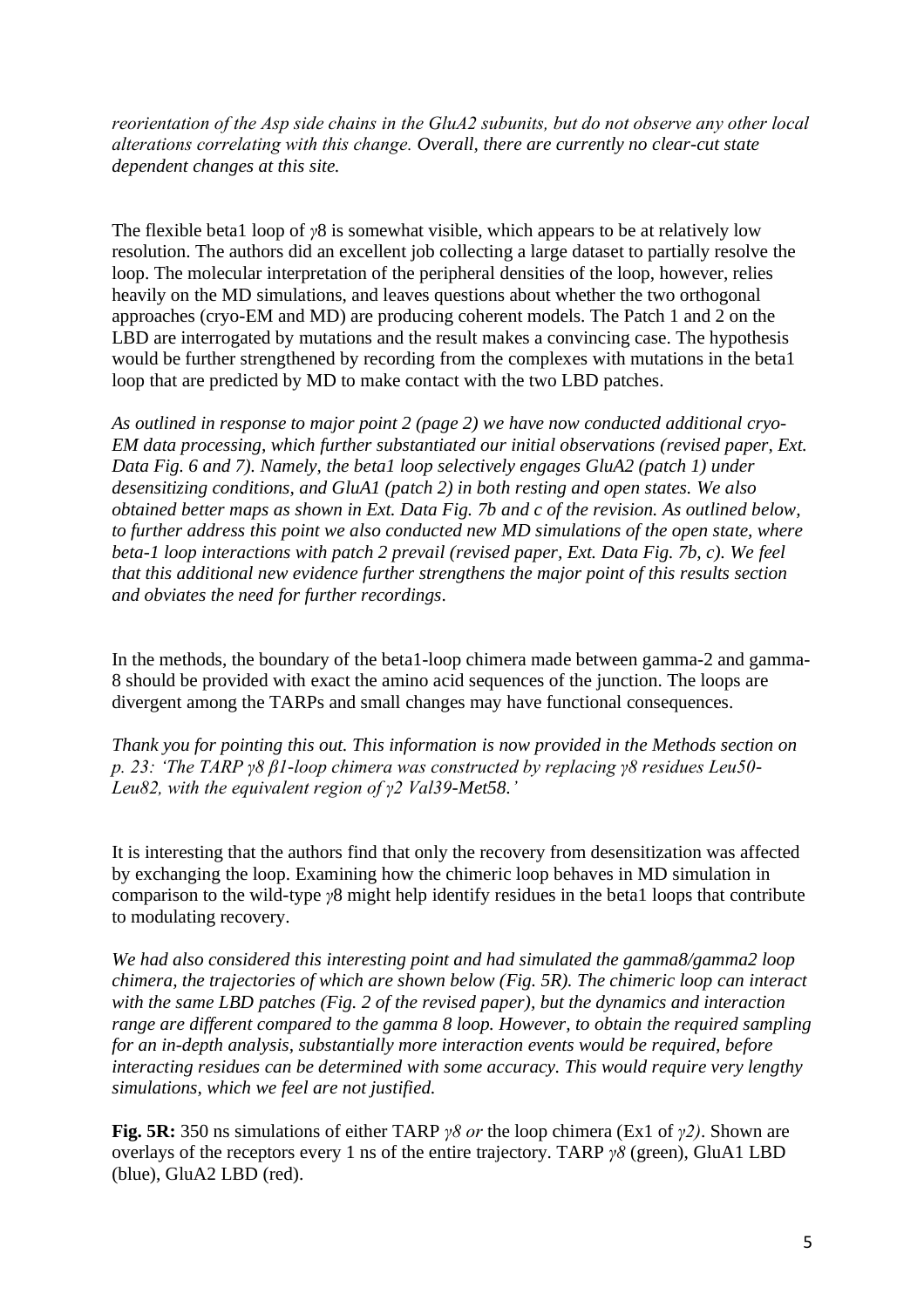*reorientation of the Asp side chains in the GluA2 subunits, but do not observe any other local alterations correlating with this change. Overall, there are currently no clear-cut state dependent changes at this site.*

The flexible beta1 loop of *γ*8 is somewhat visible, which appears to be at relatively low resolution. The authors did an excellent job collecting a large dataset to partially resolve the loop. The molecular interpretation of the peripheral densities of the loop, however, relies heavily on the MD simulations, and leaves questions about whether the two orthogonal approaches (cryo-EM and MD) are producing coherent models. The Patch 1 and 2 on the LBD are interrogated by mutations and the result makes a convincing case. The hypothesis would be further strengthened by recording from the complexes with mutations in the beta1 loop that are predicted by MD to make contact with the two LBD patches.

*As outlined in response to major point 2 (page 2) we have now conducted additional cryo-EM data processing, which further substantiated our initial observations (revised paper, Ext. Data Fig. 6 and 7). Namely, the beta1 loop selectively engages GluA2 (patch 1) under desensitizing conditions, and GluA1 (patch 2) in both resting and open states. We also obtained better maps as shown in Ext. Data Fig. 7b and c of the revision. As outlined below, to further address this point we also conducted new MD simulations of the open state, where beta-1 loop interactions with patch 2 prevail (revised paper, Ext. Data Fig. 7b, c). We feel that this additional new evidence further strengthens the major point of this results section and obviates the need for further recordings.*

In the methods, the boundary of the beta1-loop chimera made between gamma-2 and gamma-8 should be provided with exact the amino acid sequences of the junction. The loops are divergent among the TARPs and small changes may have functional consequences.

*Thank you for pointing this out. This information is now provided in the Methods section on p. 23: 'The TARP γ8 β1-loop chimera was constructed by replacing γ8 residues Leu50-Leu82, with the equivalent region of γ2 Val39-Met58.'*

It is interesting that the authors find that only the recovery from desensitization was affected by exchanging the loop. Examining how the chimeric loop behaves in MD simulation in comparison to the wild-type *γ*8 might help identify residues in the beta1 loops that contribute to modulating recovery.

*We had also considered this interesting point and had simulated the gamma8/gamma2 loop chimera, the trajectories of which are shown below (Fig. 5R). The chimeric loop can interact with the same LBD patches (Fig. 2 of the revised paper), but the dynamics and interaction range are different compared to the gamma 8 loop. However, to obtain the required sampling for an in-depth analysis, substantially more interaction events would be required, before interacting residues can be determined with some accuracy. This would require very lengthy simulations, which we feel are not justified.*

**Fig. 5R:** 350 ns simulations of either TARP *γ8 or* the loop chimera (Ex1 of *γ2)*. Shown are overlays of the receptors every 1 ns of the entire trajectory. TARP *γ8* (green), GluA1 LBD (blue), GluA2 LBD (red).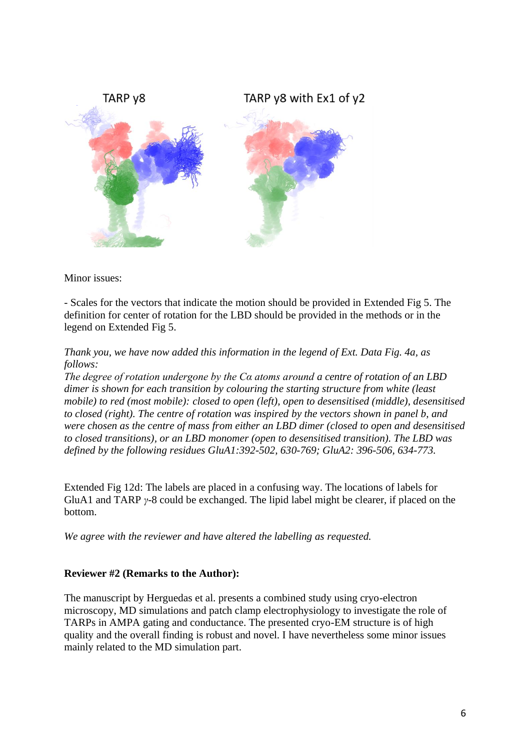TARP y8 TARP y8 with Ex1 of y2

Minor issues:

- Scales for the vectors that indicate the motion should be provided in Extended Fig 5. The definition for center of rotation for the LBD should be provided in the methods or in the legend on Extended Fig 5.

*Thank you, we have now added this information in the legend of Ext. Data Fig. 4a, as follows:*
*The degree of rotation undergone by the Cα atoms around a centre of rotation of an LBD dimer is shown for each transition by colouring the starting structure from white (least mobile) to red (most mobile): closed to open (left), open to desensitised (middle), desensitised to closed (right). The centre of rotation was inspired by the vectors shown in panel b, and were chosen as the centre of mass from either an LBD dimer (closed to open and desensitised to closed transitions), or an LBD monomer (open to desensitised transition). The LBD was defined by the following residues GluA1:392-502, 630-769; GluA2: 396-506, 634-773.*

Extended Fig 12d: The labels are placed in a confusing way. The locations of labels for GluA1 and TARP *γ*-8 could be exchanged. The lipid label might be clearer, if placed on the bottom.

*We agree with the reviewer and have altered the labelling as requested.*

**Reviewer #2 (Remarks to the Author):**

The manuscript by Herguedas et al. presents a combined study using cryo-electron microscopy, MD simulations and patch clamp electrophysiology to investigate the role of TARPs in AMPA gating and conductance. The presented cryo-EM structure is of high quality and the overall finding is robust and novel. I have nevertheless some minor issues mainly related to the MD simulation part.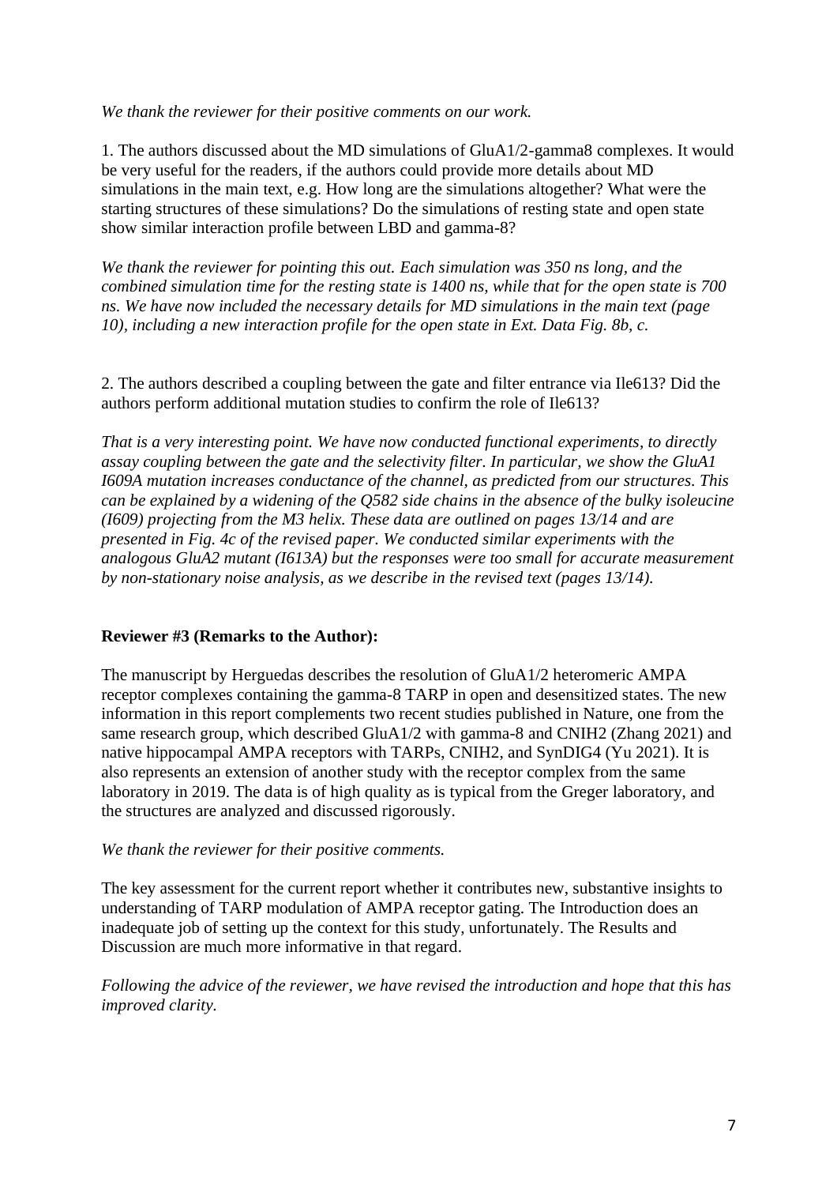*We thank the reviewer for their positive comments on our work.*

1. The authors discussed about the MD simulations of GluA1/2-gamma8 complexes. It would be very useful for the readers, if the authors could provide more details about MD simulations in the main text, e.g. How long are the simulations altogether? What were the starting structures of these simulations? Do the simulations of resting state and open state show similar interaction profile between LBD and gamma-8?

*We thank the reviewer for pointing this out. Each simulation was 350 ns long, and the combined simulation time for the resting state is 1400 ns, while that for the open state is 700 ns. We have now included the necessary details for MD simulations in the main text (page 10), including a new interaction profile for the open state in Ext. Data Fig. 8b, c.*

2. The authors described a coupling between the gate and filter entrance via Ile613? Did the authors perform additional mutation studies to confirm the role of Ile613?

*That is a very interesting point. We have now conducted functional experiments, to directly assay coupling between the gate and the selectivity filter. In particular, we show the GluA1 I609A mutation increases conductance of the channel, as predicted from our structures. This can be explained by a widening of the Q582 side chains in the absence of the bulky isoleucine (I609) projecting from the M3 helix. These data are outlined on pages 13/14 and are presented in Fig. 4c of the revised paper. We conducted similar experiments with the analogous GluA2 mutant (I613A) but the responses were too small for accurate measurement by non-stationary noise analysis, as we describe in the revised text (pages 13/14).*

**Reviewer #3 (Remarks to the Author):**

The manuscript by Herguedas describes the resolution of GluA1/2 heteromeric AMPA receptor complexes containing the gamma-8 TARP in open and desensitized states. The new information in this report complements two recent studies published in Nature, one from the same research group, which described GluA1/2 with gamma-8 and CNIH2 (Zhang 2021) and native hippocampal AMPA receptors with TARPs, CNIH2, and SynDIG4 (Yu 2021). It is also represents an extension of another study with the receptor complex from the same laboratory in 2019. The data is of high quality as is typical from the Greger laboratory, and the structures are analyzed and discussed rigorously.

*We thank the reviewer for their positive comments.*

The key assessment for the current report whether it contributes new, substantive insights to understanding of TARP modulation of AMPA receptor gating. The Introduction does an inadequate job of setting up the context for this study, unfortunately. The Results and Discussion are much more informative in that regard.

*Following the advice of the reviewer, we have revised the introduction and hope that this has improved clarity.*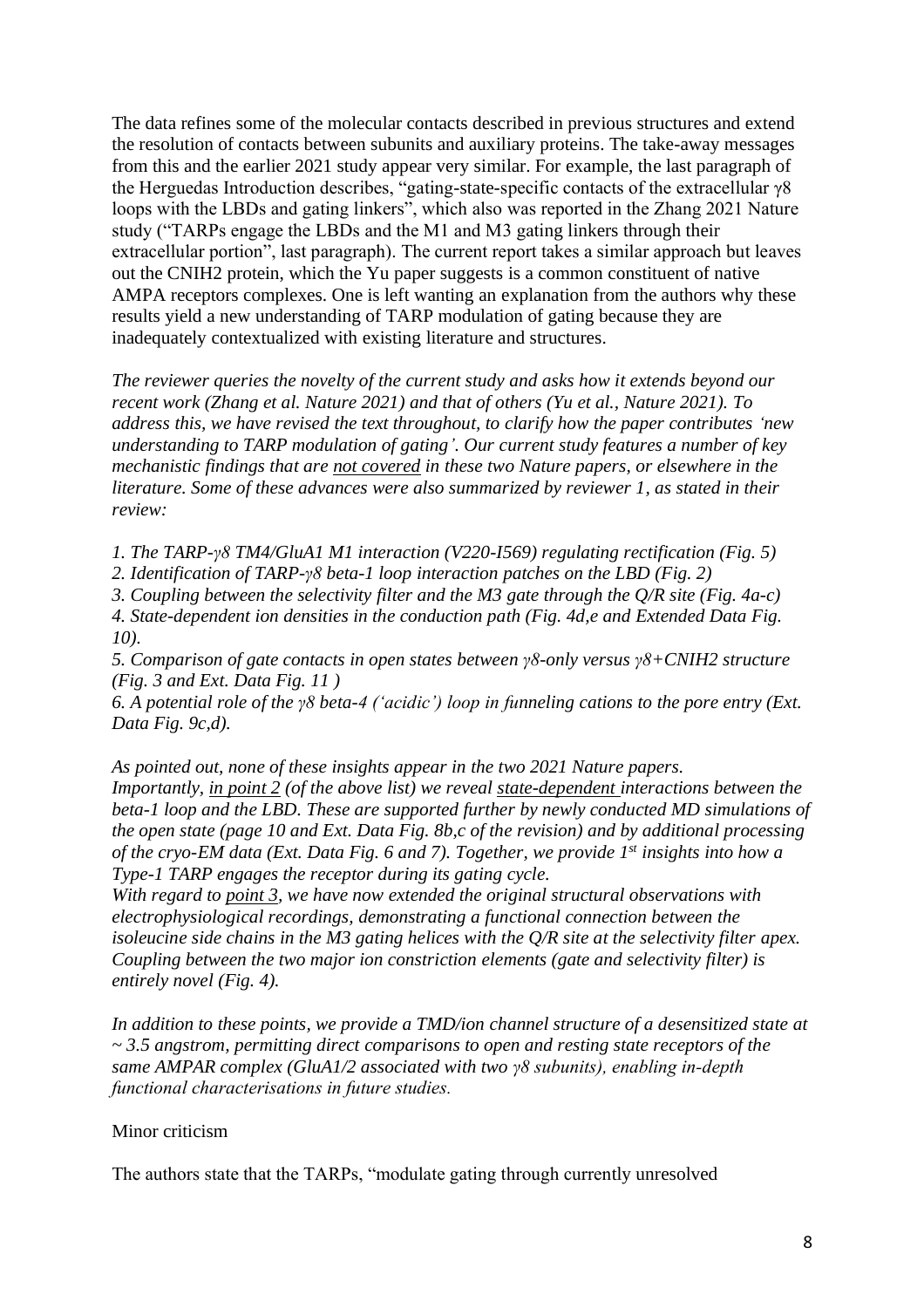The data refines some of the molecular contacts described in previous structures and extend the resolution of contacts between subunits and auxiliary proteins. The take-away messages from this and the earlier 2021 study appear very similar. For example, the last paragraph of the Herguedas Introduction describes, "gating-state-specific contacts of the extracellular γ8 loops with the LBDs and gating linkers", which also was reported in the Zhang 2021 Nature study ("TARPs engage the LBDs and the M1 and M3 gating linkers through their extracellular portion", last paragraph). The current report takes a similar approach but leaves out the CNIH2 protein, which the Yu paper suggests is a common constituent of native AMPA receptors complexes. One is left wanting an explanation from the authors why these results yield a new understanding of TARP modulation of gating because they are inadequately contextualized with existing literature and structures.

*The reviewer queries the novelty of the current study and asks how it extends beyond our recent work (Zhang et al. Nature 2021) and that of others (Yu et al., Nature 2021). To address this, we have revised the text throughout, to clarify how the paper contributes 'new understanding to TARP modulation of gating'. Our current study features a number of key mechanistic findings that are <u>not covered</u> in these two Nature papers, or elsewhere in the literature. Some of these advances were also summarized by reviewer 1, as stated in their review:*

*1. The TARP-γ8 TM4/GluA1 M1 interaction (V220-I569) regulating rectification (Fig. 5)*
*2. Identification of TARP-γ8 beta-1 loop interaction patches on the LBD (Fig. 2)*
*3. Coupling between the selectivity filter and the M3 gate through the Q/R site (Fig. 4a-c)*
*4. State-dependent ion densities in the conduction path (Fig. 4d,e and Extended Data Fig. 10).*
*5. Comparison of gate contacts in open states between γ8-only versus γ8+CNIH2 structure (Fig. 3 and Ext. Data Fig. 11 )*
*6. A potential role of the γ8 beta-4 ('acidic') loop in funneling cations to the pore entry (Ext. Data Fig. 9c,d).*

*As pointed out, none of these insights appear in the two 2021 Nature papers.*
*Importantly, <u>in point 2</u> (of the above list) we reveal <u>state-dependent</u> interactions between the beta-1 loop and the LBD. These are supported further by newly conducted MD simulations of the open state (page 10 and Ext. Data Fig. 8b,c of the revision) and by additional processing of the cryo-EM data (Ext. Data Fig. 6 and 7). Together, we provide 1$^{st}$ insights into how a Type-1 TARP engages the receptor during its gating cycle.*
*With regard to <u>point 3</u>, we have now extended the original structural observations with electrophysiological recordings, demonstrating a functional connection between the isoleucine side chains in the M3 gating helices with the Q/R site at the selectivity filter apex. Coupling between the two major ion constriction elements (gate and selectivity filter) is entirely novel (Fig. 4).*

*In addition to these points, we provide a TMD/ion channel structure of a desensitized state at ~ 3.5 angstrom, permitting direct comparisons to open and resting state receptors of the same AMPAR complex (GluA1/2 associated with two γ8 subunits), enabling in-depth functional characterisations in future studies.*

Minor criticism

The authors state that the TARPs, "modulate gating through currently unresolved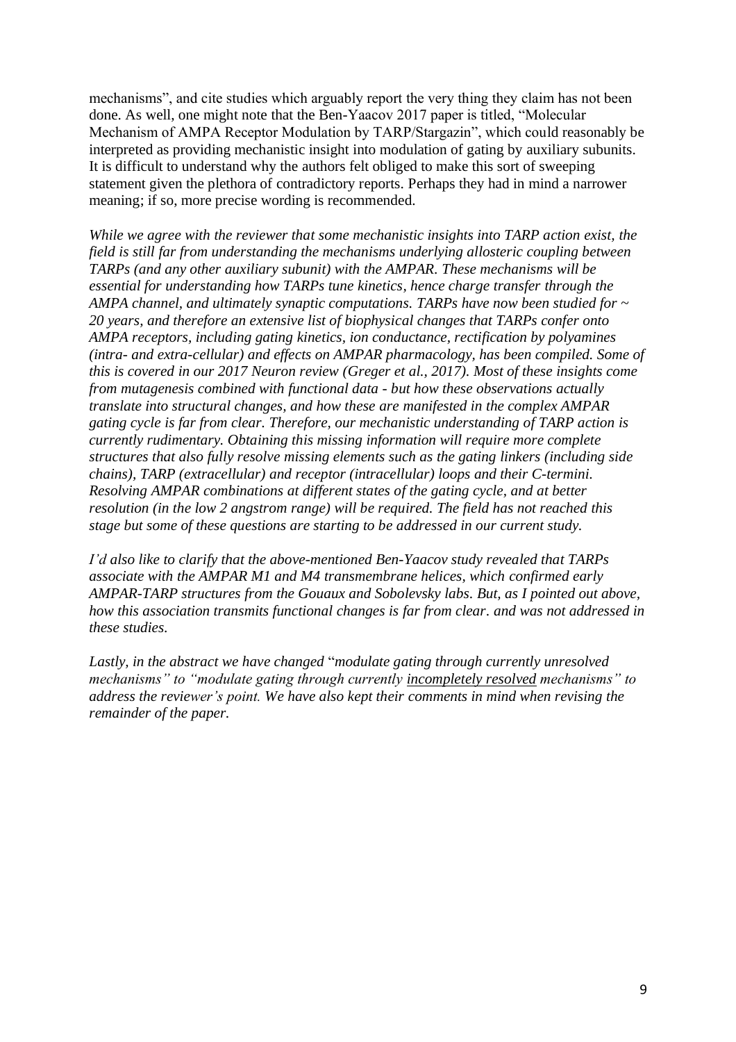mechanisms", and cite studies which arguably report the very thing they claim has not been done. As well, one might note that the Ben-Yaacov 2017 paper is titled, "Molecular Mechanism of AMPA Receptor Modulation by TARP/Stargazin", which could reasonably be interpreted as providing mechanistic insight into modulation of gating by auxiliary subunits. It is difficult to understand why the authors felt obliged to make this sort of sweeping statement given the plethora of contradictory reports. Perhaps they had in mind a narrower meaning; if so, more precise wording is recommended.

*While we agree with the reviewer that some mechanistic insights into TARP action exist, the field is still far from understanding the mechanisms underlying allosteric coupling between TARPs (and any other auxiliary subunit) with the AMPAR. These mechanisms will be essential for understanding how TARPs tune kinetics, hence charge transfer through the AMPA channel, and ultimately synaptic computations. TARPs have now been studied for ~ 20 years, and therefore an extensive list of biophysical changes that TARPs confer onto AMPA receptors, including gating kinetics, ion conductance, rectification by polyamines (intra- and extra-cellular) and effects on AMPAR pharmacology, has been compiled. Some of this is covered in our 2017 Neuron review (Greger et al., 2017). Most of these insights come from mutagenesis combined with functional data - but how these observations actually translate into structural changes, and how these are manifested in the complex AMPAR gating cycle is far from clear. Therefore, our mechanistic understanding of TARP action is currently rudimentary. Obtaining this missing information will require more complete structures that also fully resolve missing elements such as the gating linkers (including side chains), TARP (extracellular) and receptor (intracellular) loops and their C-termini. Resolving AMPAR combinations at different states of the gating cycle, and at better resolution (in the low 2 angstrom range) will be required. The field has not reached this stage but some of these questions are starting to be addressed in our current study.*

*I'd also like to clarify that the above-mentioned Ben-Yaacov study revealed that TARPs associate with the AMPAR M1 and M4 transmembrane helices, which confirmed early AMPAR-TARP structures from the Gouaux and Sobolevsky labs. But, as I pointed out above, how this association transmits functional changes is far from clear. and was not addressed in these studies.*

*Lastly, in the abstract we have changed "modulate gating through currently unresolved mechanisms" to "modulate gating through currently <u>incompletely resolved</u> mechanisms" to address the reviewer's point. We have also kept their comments in mind when revising the remainder of the paper.*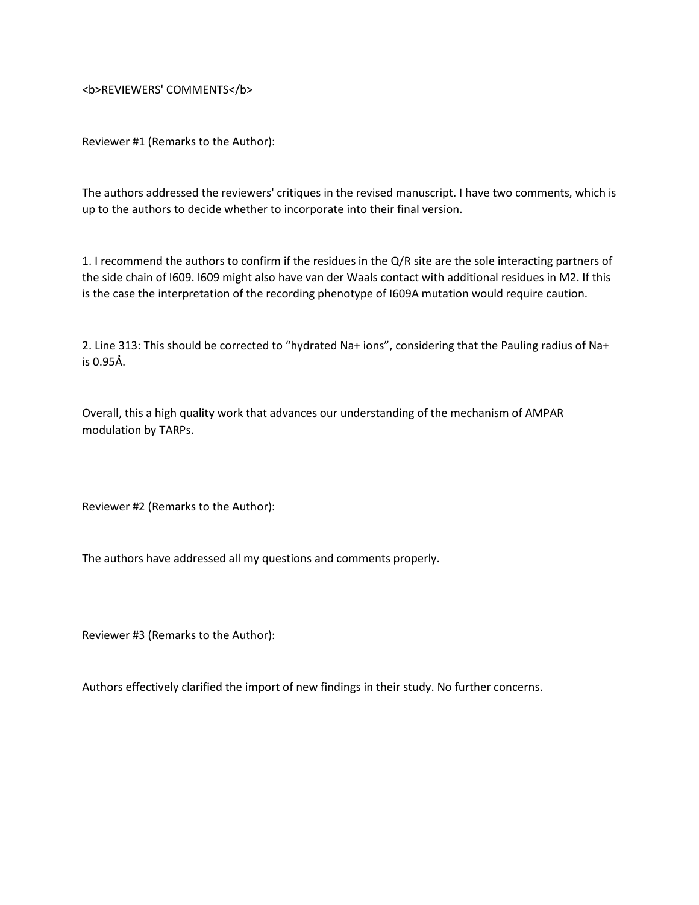**REVIEWERS' COMMENTS**

Reviewer #1 (Remarks to the Author):

The authors addressed the reviewers' critiques in the revised manuscript. I have two comments, which is up to the authors to decide whether to incorporate into their final version.

1. I recommend the authors to confirm if the residues in the Q/R site are the sole interacting partners of the side chain of I609. I609 might also have van der Waals contact with additional residues in M2. If this is the case the interpretation of the recording phenotype of I609A mutation would require caution.

2. Line 313: This should be corrected to "hydrated $Na^+$ ions", considering that the Pauling radius of $Na^+$ is 0.95Å.

Overall, this a high quality work that advances our understanding of the mechanism of AMPAR modulation by TARPs.

Reviewer #2 (Remarks to the Author):

The authors have addressed all my questions and comments properly.

Reviewer #3 (Remarks to the Author):

Authors effectively clarified the import of new findings in their study. No further concerns.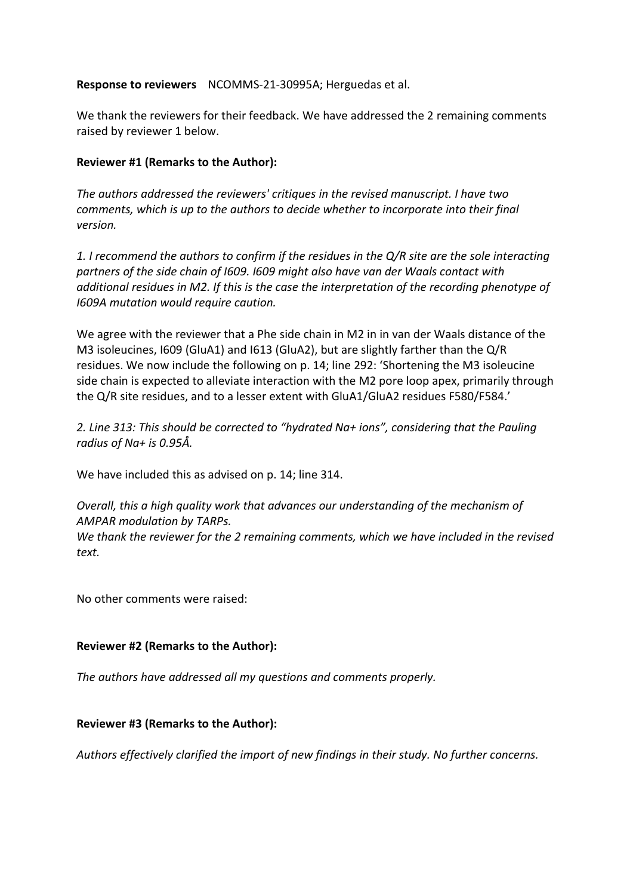**Response to reviewers** NCOMMS-21-30995A; Herguedas et al.

We thank the reviewers for their feedback. We have addressed the 2 remaining comments raised by reviewer 1 below.

**Reviewer #1 (Remarks to the Author):**

*The authors addressed the reviewers' critiques in the revised manuscript. I have two comments, which is up to the authors to decide whether to incorporate into their final version.*

*1. I recommend the authors to confirm if the residues in the Q/R site are the sole interacting partners of the side chain of I609. I609 might also have van der Waals contact with additional residues in M2. If this is the case the interpretation of the recording phenotype of I609A mutation would require caution.*

We agree with the reviewer that a Phe side chain in M2 in in van der Waals distance of the M3 isoleucines, I609 (GluA1) and I613 (GluA2), but are slightly farther than the Q/R residues. We now include the following on p. 14; line 292: 'Shortening the M3 isoleucine side chain is expected to alleviate interaction with the M2 pore loop apex, primarily through the Q/R site residues, and to a lesser extent with GluA1/GluA2 residues F580/F584.'

*2. Line 313: This should be corrected to "hydrated Na+ ions", considering that the Pauling radius of Na+ is 0.95Å.*

We have included this as advised on p. 14; line 314.

*Overall, this a high quality work that advances our understanding of the mechanism of AMPAR modulation by TARPs.*
*We thank the reviewer for the 2 remaining comments, which we have included in the revised text.*

No other comments were raised:

**Reviewer #2 (Remarks to the Author):**

*The authors have addressed all my questions and comments properly.*

**Reviewer #3 (Remarks to the Author):**

*Authors effectively clarified the import of new findings in their study. No further concerns.*